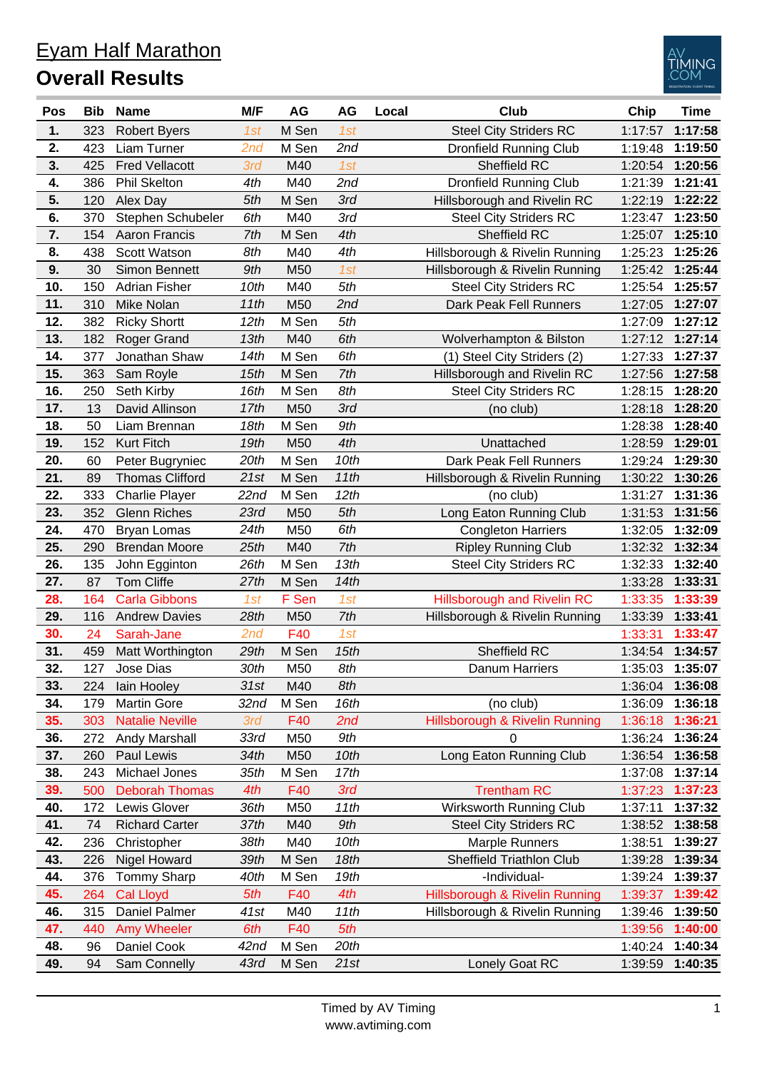# Eyam Half Marathon

## Overall Results

| Pos | Bib | Name | M/F | AG | AG | Local | Club | Chip | Time |
|---|---|---|---|---|---|---|---|---|---|
| 1. | 323 | Robert Byers | 1st | M Sen | 1st | | Steel City Striders RC | 1:17:57 | 1:17:58 |
| 2. | 423 | Liam Turner | 2nd | M Sen | 2nd | | Dronfield Running Club | 1:19:48 | 1:19:50 |
| 3. | 425 | Fred Vellacott | 3rd | M40 | 1st | | Sheffield RC | 1:20:54 | 1:20:56 |
| 4. | 386 | Phil Skelton | 4th | M40 | 2nd | | Dronfield Running Club | 1:21:39 | 1:21:41 |
| 5. | 120 | Alex Day | 5th | M Sen | 3rd | | Hillsborough and Rivelin RC | 1:22:19 | 1:22:22 |
| 6. | 370 | Stephen Schubeler | 6th | M40 | 3rd | | Steel City Striders RC | 1:23:47 | 1:23:50 |
| 7. | 154 | Aaron Francis | 7th | M Sen | 4th | | Sheffield RC | 1:25:07 | 1:25:10 |
| 8. | 438 | Scott Watson | 8th | M40 | 4th | | Hillsborough & Rivelin Running | 1:25:23 | 1:25:26 |
| 9. | 30 | Simon Bennett | 9th | M50 | 1st | | Hillsborough & Rivelin Running | 1:25:42 | 1:25:44 |
| 10. | 150 | Adrian Fisher | 10th | M40 | 5th | | Steel City Striders RC | 1:25:54 | 1:25:57 |
| 11. | 310 | Mike Nolan | 11th | M50 | 2nd | | Dark Peak Fell Runners | 1:27:05 | 1:27:07 |
| 12. | 382 | Ricky Shortt | 12th | M Sen | 5th | | | 1:27:09 | 1:27:12 |
| 13. | 182 | Roger Grand | 13th | M40 | 6th | | Wolverhampton & Bilston | 1:27:12 | 1:27:14 |
| 14. | 377 | Jonathan Shaw | 14th | M Sen | 6th | | (1) Steel City Striders (2) | 1:27:33 | 1:27:37 |
| 15. | 363 | Sam Royle | 15th | M Sen | 7th | | Hillsborough and Rivelin RC | 1:27:56 | 1:27:58 |
| 16. | 250 | Seth Kirby | 16th | M Sen | 8th | | Steel City Striders RC | 1:28:15 | 1:28:20 |
| 17. | 13 | David Allinson | 17th | M50 | 3rd | | (no club) | 1:28:18 | 1:28:20 |
| 18. | 50 | Liam Brennan | 18th | M Sen | 9th | | | 1:28:38 | 1:28:40 |
| 19. | 152 | Kurt Fitch | 19th | M50 | 4th | | Unattached | 1:28:59 | 1:29:01 |
| 20. | 60 | Peter Bugryniec | 20th | M Sen | 10th | | Dark Peak Fell Runners | 1:29:24 | 1:29:30 |
| 21. | 89 | Thomas Clifford | 21st | M Sen | 11th | | Hillsborough & Rivelin Running | 1:30:22 | 1:30:26 |
| 22. | 333 | Charlie Player | 22nd | M Sen | 12th | | (no club) | 1:31:27 | 1:31:36 |
| 23. | 352 | Glenn Riches | 23rd | M50 | 5th | | Long Eaton Running Club | 1:31:53 | 1:31:56 |
| 24. | 470 | Bryan Lomas | 24th | M50 | 6th | | Congleton Harriers | 1:32:05 | 1:32:09 |
| 25. | 290 | Brendan Moore | 25th | M40 | 7th | | Ripley Running Club | 1:32:32 | 1:32:34 |
| 26. | 135 | John Egginton | 26th | M Sen | 13th | | Steel City Striders RC | 1:32:33 | 1:32:40 |
| 27. | 87 | Tom Cliffe | 27th | M Sen | 14th | | | 1:33:28 | 1:33:31 |
| 28. | 164 | Carla Gibbons | 1st | F Sen | 1st | | Hillsborough and Rivelin RC | 1:33:35 | 1:33:39 |
| 29. | 116 | Andrew Davies | 28th | M50 | 7th | | Hillsborough & Rivelin Running | 1:33:39 | 1:33:41 |
| 30. | 24 | Sarah-Jane | 2nd | F40 | 1st | | | 1:33:31 | 1:33:47 |
| 31. | 459 | Matt Worthington | 29th | M Sen | 15th | | Sheffield RC | 1:34:54 | 1:34:57 |
| 32. | 127 | Jose Dias | 30th | M50 | 8th | | Danum Harriers | 1:35:03 | 1:35:07 |
| 33. | 224 | Iain Hooley | 31st | M40 | 8th | | | 1:36:04 | 1:36:08 |
| 34. | 179 | Martin Gore | 32nd | M Sen | 16th | | (no club) | 1:36:09 | 1:36:18 |
| 35. | 303 | Natalie Neville | 3rd | F40 | 2nd | | Hillsborough & Rivelin Running | 1:36:18 | 1:36:21 |
| 36. | 272 | Andy Marshall | 33rd | M50 | 9th | | 0 | 1:36:24 | 1:36:24 |
| 37. | 260 | Paul Lewis | 34th | M50 | 10th | | Long Eaton Running Club | 1:36:54 | 1:36:58 |
| 38. | 243 | Michael Jones | 35th | M Sen | 17th | | | 1:37:08 | 1:37:14 |
| 39. | 500 | Deborah Thomas | 4th | F40 | 3rd | | Trentham RC | 1:37:23 | 1:37:23 |
| 40. | 172 | Lewis Glover | 36th | M50 | 11th | | Wirksworth Running Club | 1:37:11 | 1:37:32 |
| 41. | 74 | Richard Carter | 37th | M40 | 9th | | Steel City Striders RC | 1:38:52 | 1:38:58 |
| 42. | 236 | Christopher | 38th | M40 | 10th | | Marple Runners | 1:38:51 | 1:39:27 |
| 43. | 226 | Nigel Howard | 39th | M Sen | 18th | | Sheffield Triathlon Club | 1:39:28 | 1:39:34 |
| 44. | 376 | Tommy Sharp | 40th | M Sen | 19th | | -Individual- | 1:39:24 | 1:39:37 |
| 45. | 264 | Cal Lloyd | 5th | F40 | 4th | | Hillsborough & Rivelin Running | 1:39:37 | 1:39:42 |
| 46. | 315 | Daniel Palmer | 41st | M40 | 11th | | Hillsborough & Rivelin Running | 1:39:46 | 1:39:50 |
| 47. | 440 | Amy Wheeler | 6th | F40 | 5th | | | 1:39:56 | 1:40:00 |
| 48. | 96 | Daniel Cook | 42nd | M Sen | 20th | | | 1:40:24 | 1:40:34 |
| 49. | 94 | Sam Connelly | 43rd | M Sen | 21st | | Lonely Goat RC | 1:39:59 | 1:40:35 |

Timed by AV Timing
www.avtiming.com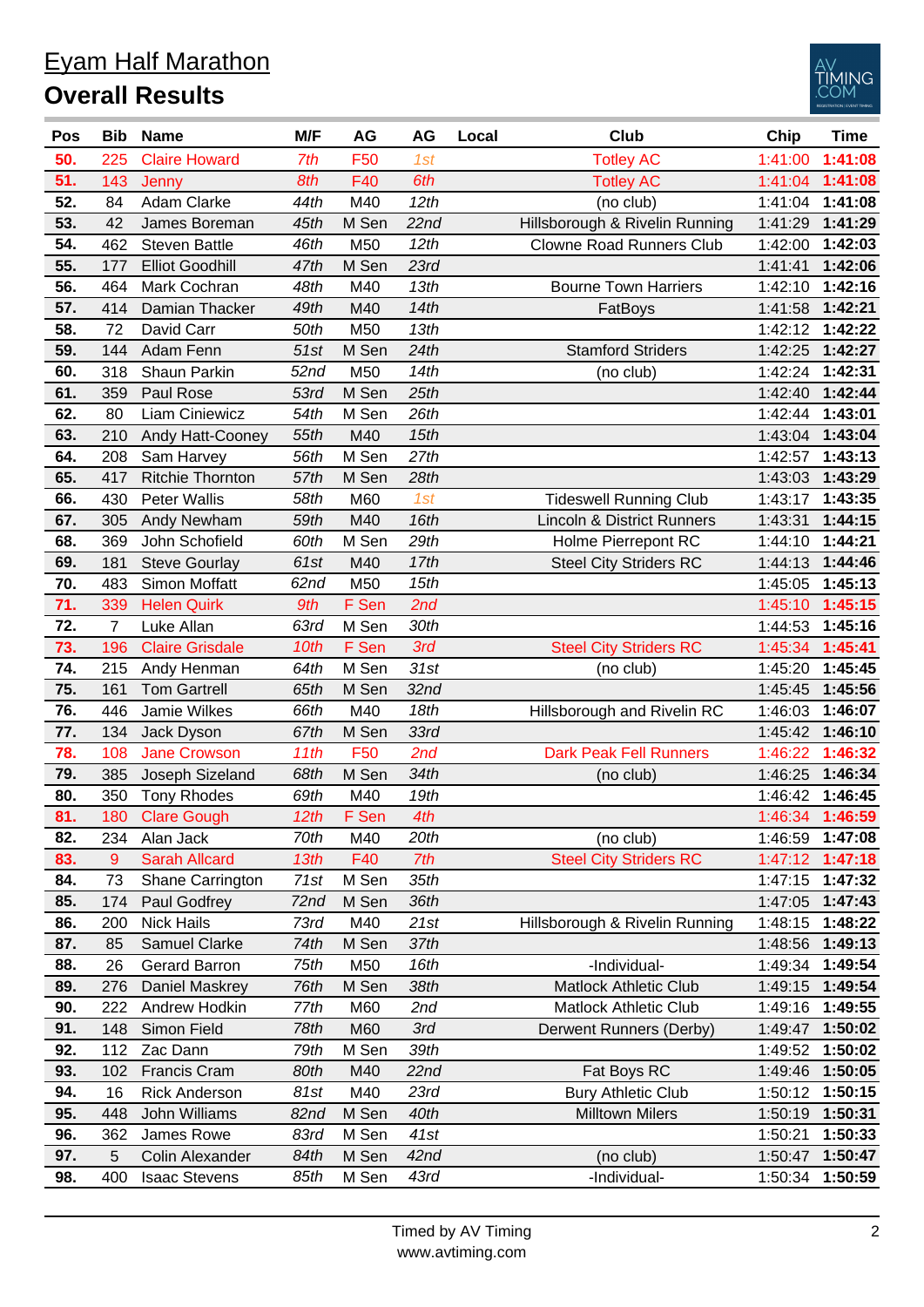# Eyam Half Marathon

## Overall Results

| Pos | Bib | Name | M/F | AG | AG | Local | Club | Chip | Time |
|---|---|---|---|---|---|---|---|---|---|
| **50.** | 225 | Claire Howard | *7th* | F50 | *1st* | | Totley AC | 1:41:00 | **1:41:08** |
| **51.** | 143 | Jenny | *8th* | F40 | *6th* | | Totley AC | 1:41:04 | **1:41:08** |
| **52.** | 84 | Adam Clarke | *44th* | M40 | *12th* | | (no club) | 1:41:04 | **1:41:08** |
| **53.** | 42 | James Boreman | *45th* | M Sen | *22nd* | | Hillsborough & Rivelin Running | 1:41:29 | **1:41:29** |
| **54.** | 462 | Steven Battle | *46th* | M50 | *12th* | | Clowne Road Runners Club | 1:42:00 | **1:42:03** |
| **55.** | 177 | Elliot Goodhill | *47th* | M Sen | *23rd* | | | 1:41:41 | **1:42:06** |
| **56.** | 464 | Mark Cochran | *48th* | M40 | *13th* | | Bourne Town Harriers | 1:42:10 | **1:42:16** |
| **57.** | 414 | Damian Thacker | *49th* | M40 | *14th* | | FatBoys | 1:41:58 | **1:42:21** |
| **58.** | 72 | David Carr | *50th* | M50 | *13th* | | | 1:42:12 | **1:42:22** |
| **59.** | 144 | Adam Fenn | *51st* | M Sen | *24th* | | Stamford Striders | 1:42:25 | **1:42:27** |
| **60.** | 318 | Shaun Parkin | *52nd* | M50 | *14th* | | (no club) | 1:42:24 | **1:42:31** |
| **61.** | 359 | Paul Rose | *53rd* | M Sen | *25th* | | | 1:42:40 | **1:42:44** |
| **62.** | 80 | Liam Ciniewicz | *54th* | M Sen | *26th* | | | 1:42:44 | **1:43:01** |
| **63.** | 210 | Andy Hatt-Cooney | *55th* | M40 | *15th* | | | 1:43:04 | **1:43:04** |
| **64.** | 208 | Sam Harvey | *56th* | M Sen | *27th* | | | 1:42:57 | **1:43:13** |
| **65.** | 417 | Ritchie Thornton | *57th* | M Sen | *28th* | | | 1:43:03 | **1:43:29** |
| **66.** | 430 | Peter Wallis | *58th* | M60 | *1st* | | Tideswell Running Club | 1:43:17 | **1:43:35** |
| **67.** | 305 | Andy Newham | *59th* | M40 | *16th* | | Lincoln & District Runners | 1:43:31 | **1:44:15** |
| **68.** | 369 | John Schofield | *60th* | M Sen | *29th* | | Holme Pierrepont RC | 1:44:10 | **1:44:21** |
| **69.** | 181 | Steve Gourlay | *61st* | M40 | *17th* | | Steel City Striders RC | 1:44:13 | **1:44:46** |
| **70.** | 483 | Simon Moffatt | *62nd* | M50 | *15th* | | | 1:45:05 | **1:45:13** |
| **71.** | 339 | Helen Quirk | *9th* | F Sen | *2nd* | | | 1:45:10 | **1:45:15** |
| **72.** | 7 | Luke Allan | *63rd* | M Sen | *30th* | | | 1:44:53 | **1:45:16** |
| **73.** | 196 | Claire Grisdale | *10th* | F Sen | *3rd* | | Steel City Striders RC | 1:45:34 | **1:45:41** |
| **74.** | 215 | Andy Henman | *64th* | M Sen | *31st* | | (no club) | 1:45:20 | **1:45:45** |
| **75.** | 161 | Tom Gartrell | *65th* | M Sen | *32nd* | | | 1:45:45 | **1:45:56** |
| **76.** | 446 | Jamie Wilkes | *66th* | M40 | *18th* | | Hillsborough and Rivelin RC | 1:46:03 | **1:46:07** |
| **77.** | 134 | Jack Dyson | *67th* | M Sen | *33rd* | | | 1:45:42 | **1:46:10** |
| **78.** | 108 | Jane Crowson | *11th* | F50 | *2nd* | | Dark Peak Fell Runners | 1:46:22 | **1:46:32** |
| **79.** | 385 | Joseph Sizeland | *68th* | M Sen | *34th* | | (no club) | 1:46:25 | **1:46:34** |
| **80.** | 350 | Tony Rhodes | *69th* | M40 | *19th* | | | 1:46:42 | **1:46:45** |
| **81.** | 180 | Clare Gough | *12th* | F Sen | *4th* | | | 1:46:34 | **1:46:59** |
| **82.** | 234 | Alan Jack | *70th* | M40 | *20th* | | (no club) | 1:46:59 | **1:47:08** |
| **83.** | 9 | Sarah Allcard | *13th* | F40 | *7th* | | Steel City Striders RC | 1:47:12 | **1:47:18** |
| **84.** | 73 | Shane Carrington | *71st* | M Sen | *35th* | | | 1:47:15 | **1:47:32** |
| **85.** | 174 | Paul Godfrey | *72nd* | M Sen | *36th* | | | 1:47:05 | **1:47:43** |
| **86.** | 200 | Nick Hails | *73rd* | M40 | *21st* | | Hillsborough & Rivelin Running | 1:48:15 | **1:48:22** |
| **87.** | 85 | Samuel Clarke | *74th* | M Sen | *37th* | | | 1:48:56 | **1:49:13** |
| **88.** | 26 | Gerard Barron | *75th* | M50 | *16th* | | -Individual- | 1:49:34 | **1:49:54** |
| **89.** | 276 | Daniel Maskrey | *76th* | M Sen | *38th* | | Matlock Athletic Club | 1:49:15 | **1:49:54** |
| **90.** | 222 | Andrew Hodkin | *77th* | M60 | *2nd* | | Matlock Athletic Club | 1:49:16 | **1:49:55** |
| **91.** | 148 | Simon Field | *78th* | M60 | *3rd* | | Derwent Runners (Derby) | 1:49:47 | **1:50:02** |
| **92.** | 112 | Zac Dann | *79th* | M Sen | *39th* | | | 1:49:52 | **1:50:02** |
| **93.** | 102 | Francis Cram | *80th* | M40 | *22nd* | | Fat Boys RC | 1:49:46 | **1:50:05** |
| **94.** | 16 | Rick Anderson | *81st* | M40 | *23rd* | | Bury Athletic Club | 1:50:12 | **1:50:15** |
| **95.** | 448 | John Williams | *82nd* | M Sen | *40th* | | Milltown Milers | 1:50:19 | **1:50:31** |
| **96.** | 362 | James Rowe | *83rd* | M Sen | *41st* | | | 1:50:21 | **1:50:33** |
| **97.** | 5 | Colin Alexander | *84th* | M Sen | *42nd* | | (no club) | 1:50:47 | **1:50:47** |
| **98.** | 400 | Isaac Stevens | *85th* | M Sen | *43rd* | | -Individual- | 1:50:34 | **1:50:59** |

Timed by AV Timing
www.avtiming.com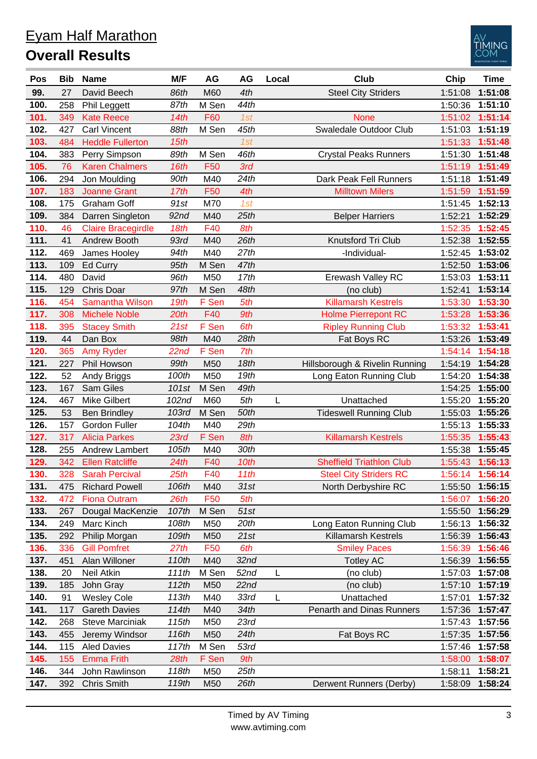# Eyam Half Marathon

## Overall Results

| Pos | Bib | Name | M/F | AG | AG | Local | Club | Chip | Time |
|---|---|---|---|---|---|---|---|---|---|
| 99. | 27 | David Beech | 86th | M60 | 4th | | Steel City Striders | 1:51:08 | 1:51:08 |
| 100. | 258 | Phil Leggett | 87th | M Sen | 44th | | | 1:50:36 | 1:51:10 |
| 101. | 349 | Kate Reece | 14th | F60 | 1st | | None | 1:51:02 | 1:51:14 |
| 102. | 427 | Carl Vincent | 88th | M Sen | 45th | | Swaledale Outdoor Club | 1:51:03 | 1:51:19 |
| 103. | 484 | Heddle Fullerton | 15th | | 1st | | | 1:51:33 | 1:51:48 |
| 104. | 383 | Perry Simpson | 89th | M Sen | 46th | | Crystal Peaks Runners | 1:51:30 | 1:51:48 |
| 105. | 76 | Karen Chalmers | 16th | F50 | 3rd | | | 1:51:19 | 1:51:49 |
| 106. | 294 | Jon Moulding | 90th | M40 | 24th | | Dark Peak Fell Runners | 1:51:18 | 1:51:49 |
| 107. | 183 | Joanne Grant | 17th | F50 | 4th | | Milltown Milers | 1:51:59 | 1:51:59 |
| 108. | 175 | Graham Goff | 91st | M70 | 1st | | | 1:51:45 | 1:52:13 |
| 109. | 384 | Darren Singleton | 92nd | M40 | 25th | | Belper Harriers | 1:52:21 | 1:52:29 |
| 110. | 46 | Claire Bracegirdle | 18th | F40 | 8th | | | 1:52:35 | 1:52:45 |
| 111. | 41 | Andrew Booth | 93rd | M40 | 26th | | Knutsford Tri Club | 1:52:38 | 1:52:55 |
| 112. | 469 | James Hooley | 94th | M40 | 27th | | -Individual- | 1:52:45 | 1:53:02 |
| 113. | 109 | Ed Curry | 95th | M Sen | 47th | | | 1:52:50 | 1:53:06 |
| 114. | 480 | David | 96th | M50 | 17th | | Erewash Valley RC | 1:53:03 | 1:53:11 |
| 115. | 129 | Chris Doar | 97th | M Sen | 48th | | (no club) | 1:52:41 | 1:53:14 |
| 116. | 454 | Samantha Wilson | 19th | F Sen | 5th | | Killamarsh Kestrels | 1:53:30 | 1:53:30 |
| 117. | 308 | Michele Noble | 20th | F40 | 9th | | Holme Pierrepont RC | 1:53:28 | 1:53:36 |
| 118. | 395 | Stacey Smith | 21st | F Sen | 6th | | Ripley Running Club | 1:53:32 | 1:53:41 |
| 119. | 44 | Dan Box | 98th | M40 | 28th | | Fat Boys RC | 1:53:26 | 1:53:49 |
| 120. | 365 | Amy Ryder | 22nd | F Sen | 7th | | | 1:54:14 | 1:54:18 |
| 121. | 227 | Phil Howson | 99th | M50 | 18th | | Hillsborough & Rivelin Running | 1:54:19 | 1:54:28 |
| 122. | 52 | Andy Briggs | 100th | M50 | 19th | | Long Eaton Running Club | 1:54:20 | 1:54:38 |
| 123. | 167 | Sam Giles | 101st | M Sen | 49th | | | 1:54:25 | 1:55:00 |
| 124. | 467 | Mike Gilbert | 102nd | M60 | 5th | L | Unattached | 1:55:20 | 1:55:20 |
| 125. | 53 | Ben Brindley | 103rd | M Sen | 50th | | Tideswell Running Club | 1:55:03 | 1:55:26 |
| 126. | 157 | Gordon Fuller | 104th | M40 | 29th | | | 1:55:13 | 1:55:33 |
| 127. | 317 | Alicia Parkes | 23rd | F Sen | 8th | | Killamarsh Kestrels | 1:55:35 | 1:55:43 |
| 128. | 255 | Andrew Lambert | 105th | M40 | 30th | | | 1:55:38 | 1:55:45 |
| 129. | 342 | Ellen Ratcliffe | 24th | F40 | 10th | | Sheffield Triathlon Club | 1:55:43 | 1:56:13 |
| 130. | 328 | Sarah Percival | 25th | F40 | 11th | | Steel City Striders RC | 1:56:14 | 1:56:14 |
| 131. | 475 | Richard Powell | 106th | M40 | 31st | | North Derbyshire RC | 1:55:50 | 1:56:15 |
| 132. | 472 | Fiona Outram | 26th | F50 | 5th | | | 1:56:07 | 1:56:20 |
| 133. | 267 | Dougal MacKenzie | 107th | M Sen | 51st | | | 1:55:50 | 1:56:29 |
| 134. | 249 | Marc Kinch | 108th | M50 | 20th | | Long Eaton Running Club | 1:56:13 | 1:56:32 |
| 135. | 292 | Philip Morgan | 109th | M50 | 21st | | Killamarsh Kestrels | 1:56:39 | 1:56:43 |
| 136. | 336 | Gill Pomfret | 27th | F50 | 6th | | Smiley Paces | 1:56:39 | 1:56:46 |
| 137. | 451 | Alan Willoner | 110th | M40 | 32nd | | Totley AC | 1:56:39 | 1:56:55 |
| 138. | 20 | Neil Atkin | 111th | M Sen | 52nd | L | (no club) | 1:57:03 | 1:57:08 |
| 139. | 185 | John Gray | 112th | M50 | 22nd | | (no club) | 1:57:10 | 1:57:19 |
| 140. | 91 | Wesley Cole | 113th | M40 | 33rd | L | Unattached | 1:57:01 | 1:57:32 |
| 141. | 117 | Gareth Davies | 114th | M40 | 34th | | Penarth and Dinas Runners | 1:57:36 | 1:57:47 |
| 142. | 268 | Steve Marciniak | 115th | M50 | 23rd | | | 1:57:43 | 1:57:56 |
| 143. | 455 | Jeremy Windsor | 116th | M50 | 24th | | Fat Boys RC | 1:57:35 | 1:57:56 |
| 144. | 115 | Aled Davies | 117th | M Sen | 53rd | | | 1:57:46 | 1:57:58 |
| 145. | 155 | Emma Frith | 28th | F Sen | 9th | | | 1:58:00 | 1:58:07 |
| 146. | 344 | John Rawlinson | 118th | M50 | 25th | | | 1:58:11 | 1:58:21 |
| 147. | 392 | Chris Smith | 119th | M50 | 26th | | Derwent Runners (Derby) | 1:58:09 | 1:58:24 |

Timed by AV Timing
www.avtiming.com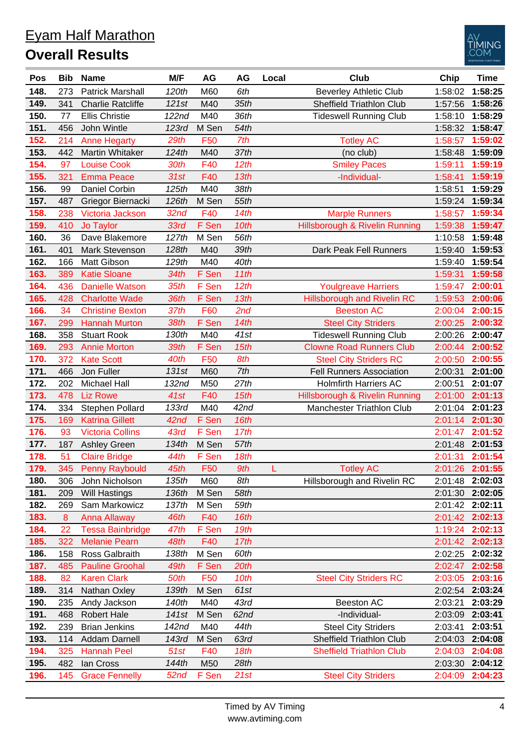# Eyam Half Marathon

## Overall Results

| Pos | Bib | Name | M/F | AG | AG | Local | Club | Chip | Time |
|---|---|---|---|---|---|---|---|---|---|
| 148. | 273 | Patrick Marshall | 120th | M60 | 6th | | Beverley Athletic Club | 1:58:02 | 1:58:25 |
| 149. | 341 | Charlie Ratcliffe | 121st | M40 | 35th | | Sheffield Triathlon Club | 1:57:56 | 1:58:26 |
| 150. | 77 | Ellis Christie | 122nd | M40 | 36th | | Tideswell Running Club | 1:58:10 | 1:58:29 |
| 151. | 456 | John Wintle | 123rd | M Sen | 54th | | | 1:58:32 | 1:58:47 |
| 152. | 214 | Anne Hegarty | 29th | F50 | 7th | | Totley AC | 1:58:57 | 1:59:02 |
| 153. | 442 | Martin Whitaker | 124th | M40 | 37th | | (no club) | 1:58:48 | 1:59:09 |
| 154. | 97 | Louise Cook | 30th | F40 | 12th | | Smiley Paces | 1:59:11 | 1:59:19 |
| 155. | 321 | Emma Peace | 31st | F40 | 13th | | -Individual- | 1:58:41 | 1:59:19 |
| 156. | 99 | Daniel Corbin | 125th | M40 | 38th | | | 1:58:51 | 1:59:29 |
| 157. | 487 | Griegor Biernacki | 126th | M Sen | 55th | | | 1:59:24 | 1:59:34 |
| 158. | 238 | Victoria Jackson | 32nd | F40 | 14th | | Marple Runners | 1:58:57 | 1:59:34 |
| 159. | 410 | Jo Taylor | 33rd | F Sen | 10th | | Hillsborough & Rivelin Running | 1:59:38 | 1:59:47 |
| 160. | 36 | Dave Blakemore | 127th | M Sen | 56th | | | 1:10:58 | 1:59:48 |
| 161. | 401 | Mark Stevenson | 128th | M40 | 39th | | Dark Peak Fell Runners | 1:59:40 | 1:59:53 |
| 162. | 166 | Matt Gibson | 129th | M40 | 40th | | | 1:59:40 | 1:59:54 |
| 163. | 389 | Katie Sloane | 34th | F Sen | 11th | | | 1:59:31 | 1:59:58 |
| 164. | 436 | Danielle Watson | 35th | F Sen | 12th | | Youlgreave Harriers | 1:59:47 | 2:00:01 |
| 165. | 428 | Charlotte Wade | 36th | F Sen | 13th | | Hillsborough and Rivelin RC | 1:59:53 | 2:00:06 |
| 166. | 34 | Christine Benton | 37th | F60 | 2nd | | Beeston AC | 2:00:04 | 2:00:15 |
| 167. | 299 | Hannah Murton | 38th | F Sen | 14th | | Steel City Striders | 2:00:25 | 2:00:32 |
| 168. | 358 | Stuart Rook | 130th | M40 | 41st | | Tideswell Running Club | 2:00:26 | 2:00:47 |
| 169. | 293 | Annie Morton | 39th | F Sen | 15th | | Clowne Road Runners Club | 2:00:44 | 2:00:52 |
| 170. | 372 | Kate Scott | 40th | F50 | 8th | | Steel City Striders RC | 2:00:50 | 2:00:55 |
| 171. | 466 | Jon Fuller | 131st | M60 | 7th | | Fell Runners Association | 2:00:31 | 2:01:00 |
| 172. | 202 | Michael Hall | 132nd | M50 | 27th | | Holmfirth Harriers AC | 2:00:51 | 2:01:07 |
| 173. | 478 | Liz Rowe | 41st | F40 | 15th | | Hillsborough & Rivelin Running | 2:01:00 | 2:01:13 |
| 174. | 334 | Stephen Pollard | 133rd | M40 | 42nd | | Manchester Triathlon Club | 2:01:04 | 2:01:23 |
| 175. | 169 | Katrina Gillett | 42nd | F Sen | 16th | | | 2:01:14 | 2:01:30 |
| 176. | 93 | Victoria Collins | 43rd | F Sen | 17th | | | 2:01:47 | 2:01:52 |
| 177. | 187 | Ashley Green | 134th | M Sen | 57th | | | 2:01:48 | 2:01:53 |
| 178. | 51 | Claire Bridge | 44th | F Sen | 18th | | | 2:01:31 | 2:01:54 |
| 179. | 345 | Penny Raybould | 45th | F50 | 9th | L | Totley AC | 2:01:26 | 2:01:55 |
| 180. | 306 | John Nicholson | 135th | M60 | 8th | | Hillsborough and Rivelin RC | 2:01:48 | 2:02:03 |
| 181. | 209 | Will Hastings | 136th | M Sen | 58th | | | 2:01:30 | 2:02:05 |
| 182. | 269 | Sam Markowicz | 137th | M Sen | 59th | | | 2:01:42 | 2:02:11 |
| 183. | 8 | Anna Allaway | 46th | F40 | 16th | | | 2:01:42 | 2:02:13 |
| 184. | 22 | Tessa Bainbridge | 47th | F Sen | 19th | | | 1:19:24 | 2:02:13 |
| 185. | 322 | Melanie Pearn | 48th | F40 | 17th | | | 2:01:42 | 2:02:13 |
| 186. | 158 | Ross Galbraith | 138th | M Sen | 60th | | | 2:02:25 | 2:02:32 |
| 187. | 485 | Pauline Groohal | 49th | F Sen | 20th | | | 2:02:47 | 2:02:58 |
| 188. | 82 | Karen Clark | 50th | F50 | 10th | | Steel City Striders RC | 2:03:05 | 2:03:16 |
| 189. | 314 | Nathan Oxley | 139th | M Sen | 61st | | | 2:02:54 | 2:03:24 |
| 190. | 235 | Andy Jackson | 140th | M40 | 43rd | | Beeston AC | 2:03:21 | 2:03:29 |
| 191. | 468 | Robert Hale | 141st | M Sen | 62nd | | -Individual- | 2:03:09 | 2:03:41 |
| 192. | 239 | Brian Jenkins | 142nd | M40 | 44th | | Steel City Striders | 2:03:41 | 2:03:51 |
| 193. | 114 | Addam Darnell | 143rd | M Sen | 63rd | | Sheffield Triathlon Club | 2:04:03 | 2:04:08 |
| 194. | 325 | Hannah Peel | 51st | F40 | 18th | | Sheffield Triathlon Club | 2:04:03 | 2:04:08 |
| 195. | 482 | Ian Cross | 144th | M50 | 28th | | | 2:03:30 | 2:04:12 |
| 196. | 145 | Grace Fennelly | 52nd | F Sen | 21st | | Steel City Striders | 2:04:09 | 2:04:23 |

Timed by AV Timing
www.avtiming.com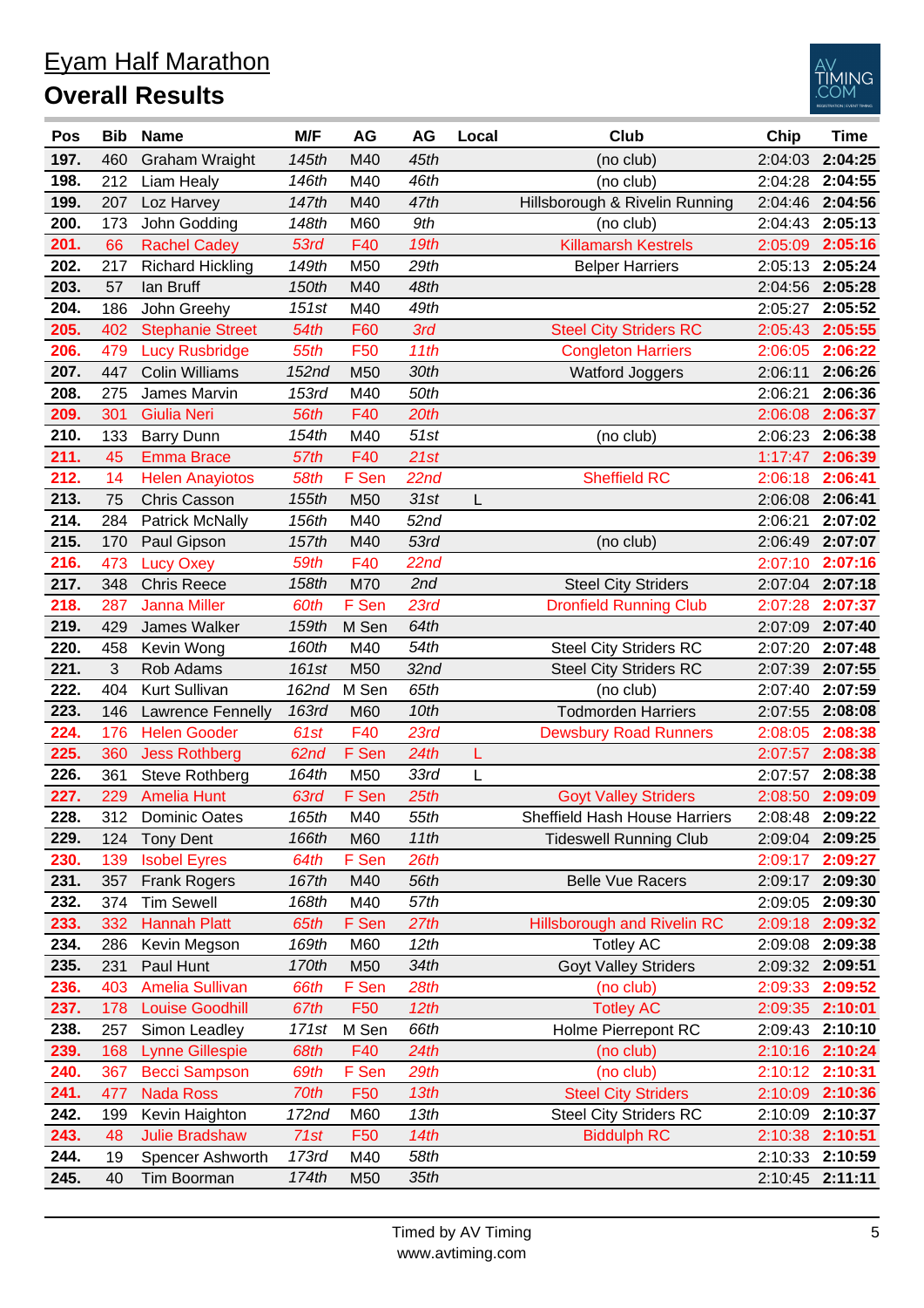# Eyam Half Marathon

## Overall Results

| Pos | Bib | Name | M/F | AG | AG | Local | Club | Chip | Time |
|---|---|---|---|---|---|---|---|---|---|
| 197. | 460 | Graham Wraight | 145th | M40 | 45th | | (no club) | 2:04:03 | 2:04:25 |
| 198. | 212 | Liam Healy | 146th | M40 | 46th | | (no club) | 2:04:28 | 2:04:55 |
| 199. | 207 | Loz Harvey | 147th | M40 | 47th | | Hillsborough & Rivelin Running | 2:04:46 | 2:04:56 |
| 200. | 173 | John Godding | 148th | M60 | 9th | | (no club) | 2:04:43 | 2:05:13 |
| 201. | 66 | Rachel Cadey | 53rd | F40 | 19th | | Killamarsh Kestrels | 2:05:09 | 2:05:16 |
| 202. | 217 | Richard Hickling | 149th | M50 | 29th | | Belper Harriers | 2:05:13 | 2:05:24 |
| 203. | 57 | Ian Bruff | 150th | M40 | 48th | | | 2:04:56 | 2:05:28 |
| 204. | 186 | John Greehy | 151st | M40 | 49th | | | 2:05:27 | 2:05:52 |
| 205. | 402 | Stephanie Street | 54th | F60 | 3rd | | Steel City Striders RC | 2:05:43 | 2:05:55 |
| 206. | 479 | Lucy Rusbridge | 55th | F50 | 11th | | Congleton Harriers | 2:06:05 | 2:06:22 |
| 207. | 447 | Colin Williams | 152nd | M50 | 30th | | Watford Joggers | 2:06:11 | 2:06:26 |
| 208. | 275 | James Marvin | 153rd | M40 | 50th | | | 2:06:21 | 2:06:36 |
| 209. | 301 | Giulia Neri | 56th | F40 | 20th | | | 2:06:08 | 2:06:37 |
| 210. | 133 | Barry Dunn | 154th | M40 | 51st | | (no club) | 2:06:23 | 2:06:38 |
| 211. | 45 | Emma Brace | 57th | F40 | 21st | | | 1:17:47 | 2:06:39 |
| 212. | 14 | Helen Anayiotos | 58th | F Sen | 22nd | | Sheffield RC | 2:06:18 | 2:06:41 |
| 213. | 75 | Chris Casson | 155th | M50 | 31st | L | | 2:06:08 | 2:06:41 |
| 214. | 284 | Patrick McNally | 156th | M40 | 52nd | | | 2:06:21 | 2:07:02 |
| 215. | 170 | Paul Gipson | 157th | M40 | 53rd | | (no club) | 2:06:49 | 2:07:07 |
| 216. | 473 | Lucy Oxey | 59th | F40 | 22nd | | | 2:07:10 | 2:07:16 |
| 217. | 348 | Chris Reece | 158th | M70 | 2nd | | Steel City Striders | 2:07:04 | 2:07:18 |
| 218. | 287 | Janna Miller | 60th | F Sen | 23rd | | Dronfield Running Club | 2:07:28 | 2:07:37 |
| 219. | 429 | James Walker | 159th | M Sen | 64th | | | 2:07:09 | 2:07:40 |
| 220. | 458 | Kevin Wong | 160th | M40 | 54th | | Steel City Striders RC | 2:07:20 | 2:07:48 |
| 221. | 3 | Rob Adams | 161st | M50 | 32nd | | Steel City Striders RC | 2:07:39 | 2:07:55 |
| 222. | 404 | Kurt Sullivan | 162nd | M Sen | 65th | | (no club) | 2:07:40 | 2:07:59 |
| 223. | 146 | Lawrence Fennelly | 163rd | M60 | 10th | | Todmorden Harriers | 2:07:55 | 2:08:08 |
| 224. | 176 | Helen Gooder | 61st | F40 | 23rd | | Dewsbury Road Runners | 2:08:05 | 2:08:38 |
| 225. | 360 | Jess Rothberg | 62nd | F Sen | 24th | L | | 2:07:57 | 2:08:38 |
| 226. | 361 | Steve Rothberg | 164th | M50 | 33rd | L | | 2:07:57 | 2:08:38 |
| 227. | 229 | Amelia Hunt | 63rd | F Sen | 25th | | Goyt Valley Striders | 2:08:50 | 2:09:09 |
| 228. | 312 | Dominic Oates | 165th | M40 | 55th | | Sheffield Hash House Harriers | 2:08:48 | 2:09:22 |
| 229. | 124 | Tony Dent | 166th | M60 | 11th | | Tideswell Running Club | 2:09:04 | 2:09:25 |
| 230. | 139 | Isobel Eyres | 64th | F Sen | 26th | | | 2:09:17 | 2:09:27 |
| 231. | 357 | Frank Rogers | 167th | M40 | 56th | | Belle Vue Racers | 2:09:17 | 2:09:30 |
| 232. | 374 | Tim Sewell | 168th | M40 | 57th | | | 2:09:05 | 2:09:30 |
| 233. | 332 | Hannah Platt | 65th | F Sen | 27th | | Hillsborough and Rivelin RC | 2:09:18 | 2:09:32 |
| 234. | 286 | Kevin Megson | 169th | M60 | 12th | | Totley AC | 2:09:08 | 2:09:38 |
| 235. | 231 | Paul Hunt | 170th | M50 | 34th | | Goyt Valley Striders | 2:09:32 | 2:09:51 |
| 236. | 403 | Amelia Sullivan | 66th | F Sen | 28th | | (no club) | 2:09:33 | 2:09:52 |
| 237. | 178 | Louise Goodhill | 67th | F50 | 12th | | Totley AC | 2:09:35 | 2:10:01 |
| 238. | 257 | Simon Leadley | 171st | M Sen | 66th | | Holme Pierrepont RC | 2:09:43 | 2:10:10 |
| 239. | 168 | Lynne Gillespie | 68th | F40 | 24th | | (no club) | 2:10:16 | 2:10:24 |
| 240. | 367 | Becci Sampson | 69th | F Sen | 29th | | (no club) | 2:10:12 | 2:10:31 |
| 241. | 477 | Nada Ross | 70th | F50 | 13th | | Steel City Striders | 2:10:09 | 2:10:36 |
| 242. | 199 | Kevin Haighton | 172nd | M60 | 13th | | Steel City Striders RC | 2:10:09 | 2:10:37 |
| 243. | 48 | Julie Bradshaw | 71st | F50 | 14th | | Biddulph RC | 2:10:38 | 2:10:51 |
| 244. | 19 | Spencer Ashworth | 173rd | M40 | 58th | | | 2:10:33 | 2:10:59 |
| 245. | 40 | Tim Boorman | 174th | M50 | 35th | | | 2:10:45 | 2:11:11 |

Timed by AV Timing
www.avtiming.com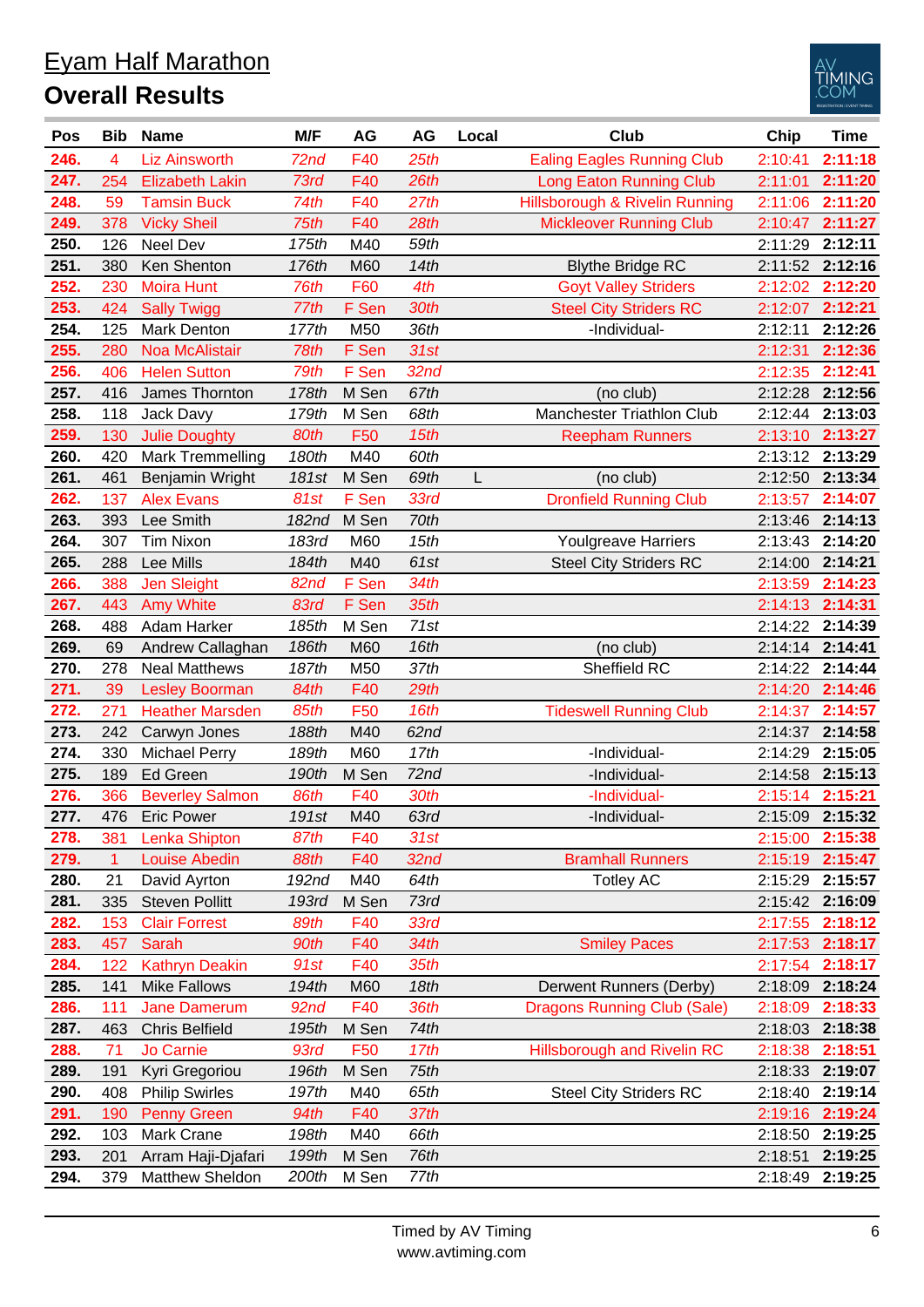# Eyam Half Marathon

## Overall Results

| Pos | Bib | Name | M/F | AG | AG | Local | Club | Chip | Time |
|---|---|---|---|---|---|---|---|---|---|
| 246. | 4 | Liz Ainsworth | 72nd | F40 | 25th | | Ealing Eagles Running Club | 2:10:41 | 2:11:18 |
| 247. | 254 | Elizabeth Lakin | 73rd | F40 | 26th | | Long Eaton Running Club | 2:11:01 | 2:11:20 |
| 248. | 59 | Tamsin Buck | 74th | F40 | 27th | | Hillsborough & Rivelin Running | 2:11:06 | 2:11:20 |
| 249. | 378 | Vicky Sheil | 75th | F40 | 28th | | Mickleover Running Club | 2:10:47 | 2:11:27 |
| 250. | 126 | Neel Dev | 175th | M40 | 59th | | | 2:11:29 | 2:12:11 |
| 251. | 380 | Ken Shenton | 176th | M60 | 14th | | Blythe Bridge RC | 2:11:52 | 2:12:16 |
| 252. | 230 | Moira Hunt | 76th | F60 | 4th | | Goyt Valley Striders | 2:12:02 | 2:12:20 |
| 253. | 424 | Sally Twigg | 77th | F Sen | 30th | | Steel City Striders RC | 2:12:07 | 2:12:21 |
| 254. | 125 | Mark Denton | 177th | M50 | 36th | | -Individual- | 2:12:11 | 2:12:26 |
| 255. | 280 | Noa McAlistair | 78th | F Sen | 31st | | | 2:12:31 | 2:12:36 |
| 256. | 406 | Helen Sutton | 79th | F Sen | 32nd | | | 2:12:35 | 2:12:41 |
| 257. | 416 | James Thornton | 178th | M Sen | 67th | | (no club) | 2:12:28 | 2:12:56 |
| 258. | 118 | Jack Davy | 179th | M Sen | 68th | | Manchester Triathlon Club | 2:12:44 | 2:13:03 |
| 259. | 130 | Julie Doughty | 80th | F50 | 15th | | Reepham Runners | 2:13:10 | 2:13:27 |
| 260. | 420 | Mark Tremmelling | 180th | M40 | 60th | | | 2:13:12 | 2:13:29 |
| 261. | 461 | Benjamin Wright | 181st | M Sen | 69th | L | (no club) | 2:12:50 | 2:13:34 |
| 262. | 137 | Alex Evans | 81st | F Sen | 33rd | | Dronfield Running Club | 2:13:57 | 2:14:07 |
| 263. | 393 | Lee Smith | 182nd | M Sen | 70th | | Youlgreave Harriers | 2:13:46 | 2:14:13 |
| 264. | 307 | Tim Nixon | 183rd | M60 | 15th | | Youlgreave Harriers | 2:13:43 | 2:14:20 |
| 265. | 288 | Lee Mills | 184th | M40 | 61st | | Steel City Striders RC | 2:14:00 | 2:14:21 |
| 266. | 388 | Jen Sleight | 82nd | F Sen | 34th | | | 2:13:59 | 2:14:23 |
| 267. | 443 | Amy White | 83rd | F Sen | 35th | | | 2:14:13 | 2:14:31 |
| 268. | 488 | Adam Harker | 185th | M Sen | 71st | | | 2:14:22 | 2:14:39 |
| 269. | 69 | Andrew Callaghan | 186th | M60 | 16th | | (no club) | 2:14:14 | 2:14:41 |
| 270. | 278 | Neal Matthews | 187th | M50 | 37th | | Sheffield RC | 2:14:22 | 2:14:44 |
| 271. | 39 | Lesley Boorman | 84th | F40 | 29th | | | 2:14:20 | 2:14:46 |
| 272. | 271 | Heather Marsden | 85th | F50 | 16th | | Tideswell Running Club | 2:14:37 | 2:14:57 |
| 273. | 242 | Carwyn Jones | 188th | M40 | 62nd | | | 2:14:37 | 2:14:58 |
| 274. | 330 | Michael Perry | 189th | M60 | 17th | | -Individual- | 2:14:29 | 2:15:05 |
| 275. | 189 | Ed Green | 190th | M Sen | 72nd | | -Individual- | 2:14:58 | 2:15:13 |
| 276. | 366 | Beverley Salmon | 86th | F40 | 30th | | -Individual- | 2:15:14 | 2:15:21 |
| 277. | 476 | Eric Power | 191st | M40 | 63rd | | -Individual- | 2:15:09 | 2:15:32 |
| 278. | 381 | Lenka Shipton | 87th | F40 | 31st | | | 2:15:00 | 2:15:38 |
| 279. | 1 | Louise Abedin | 88th | F40 | 32nd | | Bramhall Runners | 2:15:19 | 2:15:47 |
| 280. | 21 | David Ayrton | 192nd | M40 | 64th | | Totley AC | 2:15:29 | 2:15:57 |
| 281. | 335 | Steven Pollitt | 193rd | M Sen | 73rd | | | 2:15:42 | 2:16:09 |
| 282. | 153 | Clair Forrest | 89th | F40 | 33rd | | | 2:17:55 | 2:18:12 |
| 283. | 457 | Sarah | 90th | F40 | 34th | | Smiley Paces | 2:17:53 | 2:18:17 |
| 284. | 122 | Kathryn Deakin | 91st | F40 | 35th | | | 2:17:54 | 2:18:17 |
| 285. | 141 | Mike Fallows | 194th | M60 | 18th | | Derwent Runners (Derby) | 2:18:09 | 2:18:24 |
| 286. | 111 | Jane Damerum | 92nd | F40 | 36th | | Dragons Running Club (Sale) | 2:18:09 | 2:18:33 |
| 287. | 463 | Chris Belfield | 195th | M Sen | 74th | | | 2:18:03 | 2:18:38 |
| 288. | 71 | Jo Carnie | 93rd | F50 | 17th | | Hillsborough and Rivelin RC | 2:18:38 | 2:18:51 |
| 289. | 191 | Kyri Gregoriou | 196th | M Sen | 75th | | | 2:18:33 | 2:19:07 |
| 290. | 408 | Philip Swirles | 197th | M40 | 65th | | Steel City Striders RC | 2:18:40 | 2:19:14 |
| 291. | 190 | Penny Green | 94th | F40 | 37th | | | 2:19:16 | 2:19:24 |
| 292. | 103 | Mark Crane | 198th | M40 | 66th | | | 2:18:50 | 2:19:25 |
| 293. | 201 | Arram Haji-Djafari | 199th | M Sen | 76th | | | 2:18:51 | 2:19:25 |
| 294. | 379 | Matthew Sheldon | 200th | M Sen | 77th | | | 2:18:49 | 2:19:25 |

Timed by AV Timing
www.avtiming.com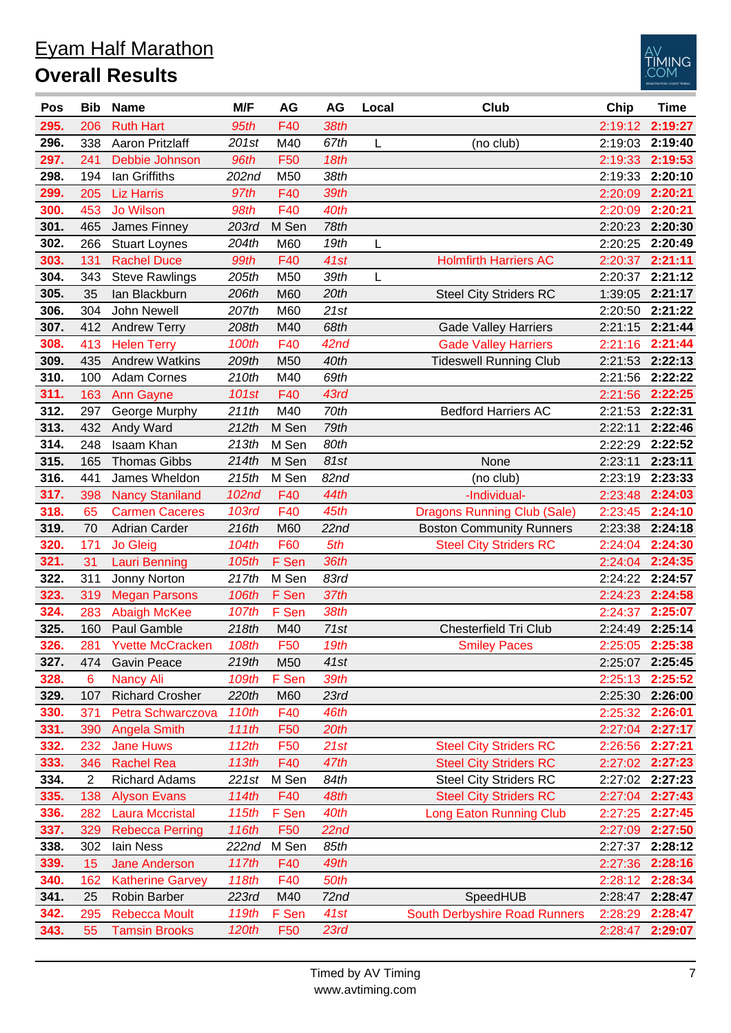# Eyam Half Marathon

## Overall Results

| Pos | Bib | Name | M/F | AG | AG | Local | Club | Chip | Time |
|---|---|---|---|---|---|---|---|---|---|
| 295. | 206 | Ruth Hart | *95th* | F40 | *38th* | | | 2:19:12 | **2:19:27** |
| 296. | 338 | Aaron Pritzlaff | *201st* | M40 | *67th* | L | (no club) | 2:19:03 | **2:19:40** |
| 297. | 241 | Debbie Johnson | *96th* | F50 | *18th* | | | 2:19:33 | **2:19:53** |
| 298. | 194 | Ian Griffiths | *202nd* | M50 | *38th* | | | 2:19:33 | **2:20:10** |
| 299. | 205 | Liz Harris | *97th* | F40 | *39th* | | | 2:20:09 | **2:20:21** |
| 300. | 453 | Jo Wilson | *98th* | F40 | *40th* | | | 2:20:09 | **2:20:21** |
| 301. | 465 | James Finney | *203rd* | M Sen | *78th* | | | 2:20:23 | **2:20:30** |
| 302. | 266 | Stuart Loynes | *204th* | M60 | *19th* | L | | 2:20:25 | **2:20:49** |
| 303. | 131 | Rachel Duce | *99th* | F40 | *41st* | | Holmfirth Harriers AC | 2:20:37 | **2:21:11** |
| 304. | 343 | Steve Rawlings | *205th* | M50 | *39th* | L | | 2:20:37 | **2:21:12** |
| 305. | 35 | Ian Blackburn | *206th* | M60 | *20th* | | Steel City Striders RC | 1:39:05 | **2:21:17** |
| 306. | 304 | John Newell | *207th* | M60 | *21st* | | | 2:20:50 | **2:21:22** |
| 307. | 412 | Andrew Terry | *208th* | M40 | *68th* | | Gade Valley Harriers | 2:21:15 | **2:21:44** |
| 308. | 413 | Helen Terry | *100th* | F40 | *42nd* | | Gade Valley Harriers | 2:21:16 | **2:21:44** |
| 309. | 435 | Andrew Watkins | *209th* | M50 | *40th* | | Tideswell Running Club | 2:21:53 | **2:22:13** |
| 310. | 100 | Adam Cornes | *210th* | M40 | *69th* | | | 2:21:56 | **2:22:22** |
| 311. | 163 | Ann Gayne | *101st* | F40 | *43rd* | | | 2:21:56 | **2:22:25** |
| 312. | 297 | George Murphy | *211th* | M40 | *70th* | | Bedford Harriers AC | 2:21:53 | **2:22:31** |
| 313. | 432 | Andy Ward | *212th* | M Sen | *79th* | | | 2:22:11 | **2:22:46** |
| 314. | 248 | Isaam Khan | *213th* | M Sen | *80th* | | | 2:22:29 | **2:22:52** |
| 315. | 165 | Thomas Gibbs | *214th* | M Sen | *81st* | | None | 2:23:11 | **2:23:11** |
| 316. | 441 | James Wheldon | *215th* | M Sen | *82nd* | | (no club) | 2:23:19 | **2:23:33** |
| 317. | 398 | Nancy Staniland | *102nd* | F40 | *44th* | | -Individual- | 2:23:48 | **2:24:03** |
| 318. | 65 | Carmen Caceres | *103rd* | F40 | *45th* | | Dragons Running Club (Sale) | 2:23:45 | **2:24:10** |
| 319. | 70 | Adrian Carder | *216th* | M60 | *22nd* | | Boston Community Runners | 2:23:38 | **2:24:18** |
| 320. | 171 | Jo Gleig | *104th* | F60 | *5th* | | Steel City Striders RC | 2:24:04 | **2:24:30** |
| 321. | 31 | Lauri Benning | *105th* | F Sen | *36th* | | | 2:24:04 | **2:24:35** |
| 322. | 311 | Jonny Norton | *217th* | M Sen | *83rd* | | | 2:24:22 | **2:24:57** |
| 323. | 319 | Megan Parsons | *106th* | F Sen | *37th* | | | 2:24:23 | **2:24:58** |
| 324. | 283 | Abaigh McKee | *107th* | F Sen | *38th* | | | 2:24:37 | **2:25:07** |
| 325. | 160 | Paul Gamble | *218th* | M40 | *71st* | | Chesterfield Tri Club | 2:24:49 | **2:25:14** |
| 326. | 281 | Yvette McCracken | *108th* | F50 | *19th* | | Smiley Paces | 2:25:05 | **2:25:38** |
| 327. | 474 | Gavin Peace | *219th* | M50 | *41st* | | | 2:25:07 | **2:25:45** |
| 328. | 6 | Nancy Ali | *109th* | F Sen | *39th* | | | 2:25:13 | **2:25:52** |
| 329. | 107 | Richard Crosher | *220th* | M60 | *23rd* | | | 2:25:30 | **2:26:00** |
| 330. | 371 | Petra Schwarczova | *110th* | F40 | *46th* | | | 2:25:32 | **2:26:01** |
| 331. | 390 | Angela Smith | *111th* | F50 | *20th* | | | 2:27:04 | **2:27:17** |
| 332. | 232 | Jane Huws | *112th* | F50 | *21st* | | Steel City Striders RC | 2:26:56 | **2:27:21** |
| 333. | 346 | Rachel Rea | *113th* | F40 | *47th* | | Steel City Striders RC | 2:27:02 | **2:27:23** |
| 334. | 2 | Richard Adams | *221st* | M Sen | *84th* | | Steel City Striders RC | 2:27:02 | **2:27:23** |
| 335. | 138 | Alyson Evans | *114th* | F40 | *48th* | | Steel City Striders RC | 2:27:04 | **2:27:43** |
| 336. | 282 | Laura Mccristal | *115th* | F Sen | *40th* | | Long Eaton Running Club | 2:27:25 | **2:27:45** |
| 337. | 329 | Rebecca Perring | *116th* | F50 | *22nd* | | | 2:27:09 | **2:27:50** |
| 338. | 302 | Iain Ness | *222nd* | M Sen | *85th* | | | 2:27:37 | **2:28:12** |
| 339. | 15 | Jane Anderson | *117th* | F40 | *49th* | | | 2:27:36 | **2:28:16** |
| 340. | 162 | Katherine Garvey | *118th* | F40 | *50th* | | | 2:28:12 | **2:28:34** |
| 341. | 25 | Robin Barber | *223rd* | M40 | *72nd* | | SpeedHUB | 2:28:47 | **2:28:47** |
| 342. | 295 | Rebecca Moult | *119th* | F Sen | *41st* | | South Derbyshire Road Runners | 2:28:29 | **2:28:47** |
| 343. | 55 | Tamsin Brooks | *120th* | F50 | *23rd* | | | 2:28:47 | **2:29:07** |

Timed by AV Timing
www.avtiming.com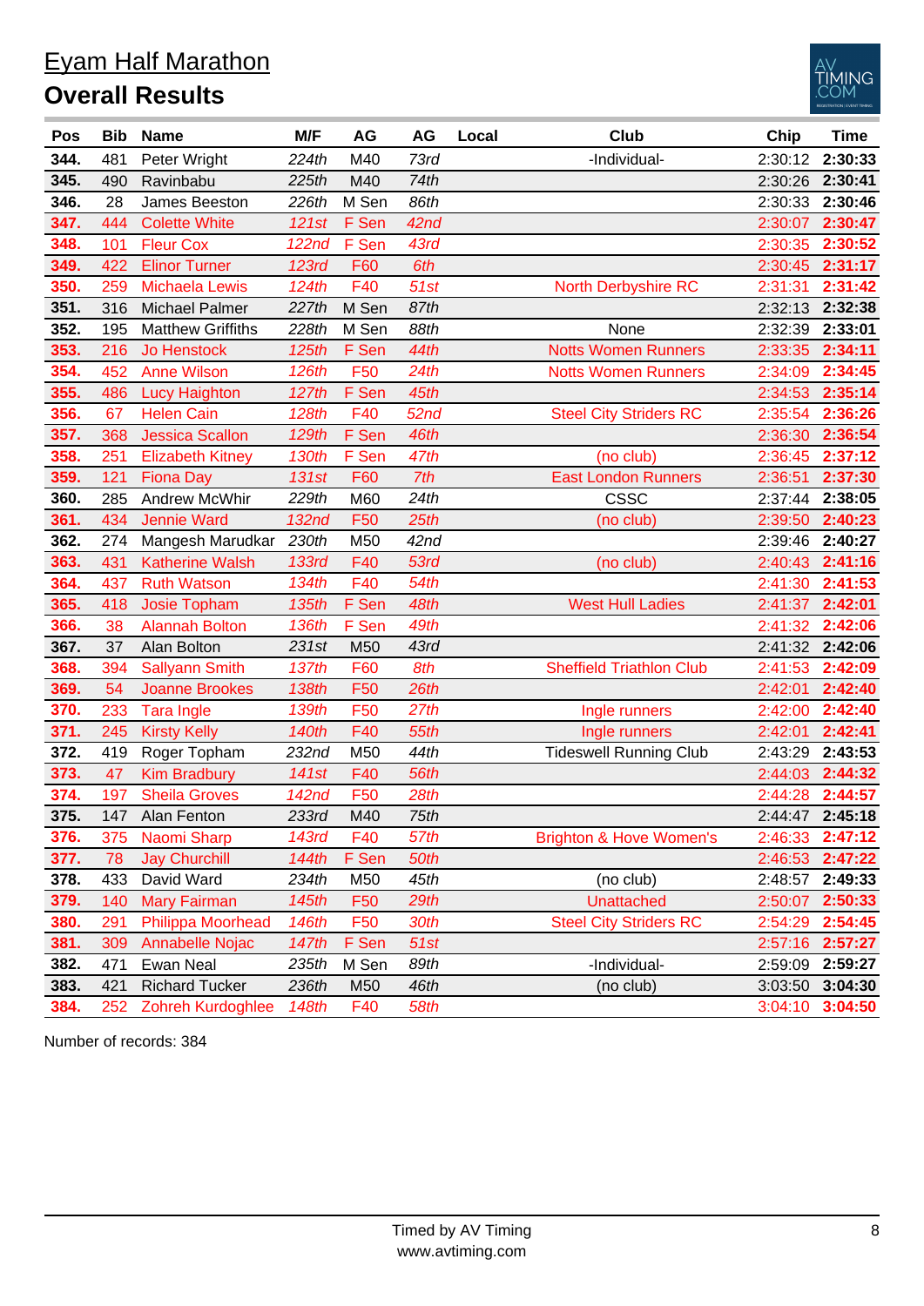# Eyam Half Marathon

## Overall Results

| Pos | Bib | Name | M/F | AG | AG | Local | Club | Chip | Time |
|---|---|---|---|---|---|---|---|---|---|
| **344.** | 481 | Peter Wright | *224th* | M40 | *73rd* | | -Individual- | 2:30:12 | **2:30:33** |
| **345.** | 490 | Ravinbabu | *225th* | M40 | *74th* | | | 2:30:26 | **2:30:41** |
| **346.** | 28 | James Beeston | *226th* | M Sen | *86th* | | | 2:30:33 | **2:30:46** |
| **347.** | 444 | Colette White | *121st* | F Sen | *42nd* | | | 2:30:07 | **2:30:47** |
| **348.** | 101 | Fleur Cox | *122nd* | F Sen | *43rd* | | | 2:30:35 | **2:30:52** |
| **349.** | 422 | Elinor Turner | *123rd* | F60 | *6th* | | | 2:30:45 | **2:31:17** |
| **350.** | 259 | Michaela Lewis | *124th* | F40 | *51st* | | North Derbyshire RC | 2:31:31 | **2:31:42** |
| **351.** | 316 | Michael Palmer | *227th* | M Sen | *87th* | | | 2:32:13 | **2:32:38** |
| **352.** | 195 | Matthew Griffiths | *228th* | M Sen | *88th* | | None | 2:32:39 | **2:33:01** |
| **353.** | 216 | Jo Henstock | *125th* | F Sen | *44th* | | Notts Women Runners | 2:33:35 | **2:34:11** |
| **354.** | 452 | Anne Wilson | *126th* | F50 | *24th* | | Notts Women Runners | 2:34:09 | **2:34:45** |
| **355.** | 486 | Lucy Haighton | *127th* | F Sen | *45th* | | | 2:34:53 | **2:35:14** |
| **356.** | 67 | Helen Cain | *128th* | F40 | *52nd* | | Steel City Striders RC | 2:35:54 | **2:36:26** |
| **357.** | 368 | Jessica Scallon | *129th* | F Sen | *46th* | | | 2:36:30 | **2:36:54** |
| **358.** | 251 | Elizabeth Kitney | *130th* | F Sen | *47th* | | (no club) | 2:36:45 | **2:37:12** |
| **359.** | 121 | Fiona Day | *131st* | F60 | *7th* | | East London Runners | 2:36:51 | **2:37:30** |
| **360.** | 285 | Andrew McWhir | *229th* | M60 | *24th* | | CSSC | 2:37:44 | **2:38:05** |
| **361.** | 434 | Jennie Ward | *132nd* | F50 | *25th* | | (no club) | 2:39:50 | **2:40:23** |
| **362.** | 274 | Mangesh Marudkar | *230th* | M50 | *42nd* | | | 2:39:46 | **2:40:27** |
| **363.** | 431 | Katherine Walsh | *133rd* | F40 | *53rd* | | (no club) | 2:40:43 | **2:41:16** |
| **364.** | 437 | Ruth Watson | *134th* | F40 | *54th* | | | 2:41:30 | **2:41:53** |
| **365.** | 418 | Josie Topham | *135th* | F Sen | *48th* | | West Hull Ladies | 2:41:37 | **2:42:01** |
| **366.** | 38 | Alannah Bolton | *136th* | F Sen | *49th* | | | 2:41:32 | **2:42:06** |
| **367.** | 37 | Alan Bolton | *231st* | M50 | *43rd* | | | 2:41:32 | **2:42:06** |
| **368.** | 394 | Sallyann Smith | *137th* | F60 | *8th* | | Sheffield Triathlon Club | 2:41:53 | **2:42:09** |
| **369.** | 54 | Joanne Brookes | *138th* | F50 | *26th* | | | 2:42:01 | **2:42:40** |
| **370.** | 233 | Tara Ingle | *139th* | F50 | *27th* | | Ingle runners | 2:42:00 | **2:42:40** |
| **371.** | 245 | Kirsty Kelly | *140th* | F40 | *55th* | | Ingle runners | 2:42:01 | **2:42:41** |
| **372.** | 419 | Roger Topham | *232nd* | M50 | *44th* | | Tideswell Running Club | 2:43:29 | **2:43:53** |
| **373.** | 47 | Kim Bradbury | *141st* | F40 | *56th* | | | 2:44:03 | **2:44:32** |
| **374.** | 197 | Sheila Groves | *142nd* | F50 | *28th* | | | 2:44:28 | **2:44:57** |
| **375.** | 147 | Alan Fenton | *233rd* | M40 | *75th* | | | 2:44:47 | **2:45:18** |
| **376.** | 375 | Naomi Sharp | *143rd* | F40 | *57th* | | Brighton & Hove Women's | 2:46:33 | **2:47:12** |
| **377.** | 78 | Jay Churchill | *144th* | F Sen | *50th* | | | 2:46:53 | **2:47:22** |
| **378.** | 433 | David Ward | *234th* | M50 | *45th* | | (no club) | 2:48:57 | **2:49:33** |
| **379.** | 140 | Mary Fairman | *145th* | F50 | *29th* | | Unattached | 2:50:07 | **2:50:33** |
| **380.** | 291 | Philippa Moorhead | *146th* | F50 | *30th* | | Steel City Striders RC | 2:54:29 | **2:54:45** |
| **381.** | 309 | Annabelle Nojac | *147th* | F Sen | *51st* | | | 2:57:16 | **2:57:27** |
| **382.** | 471 | Ewan Neal | *235th* | M Sen | *89th* | | -Individual- | 2:59:09 | **2:59:27** |
| **383.** | 421 | Richard Tucker | *236th* | M50 | *46th* | | (no club) | 3:03:50 | **3:04:30** |
| **384.** | 252 | Zohreh Kurdoghlee | *148th* | F40 | *58th* | | | 3:04:10 | **3:04:50** |

Number of records: 384

Timed by AV Timing
www.avtiming.com